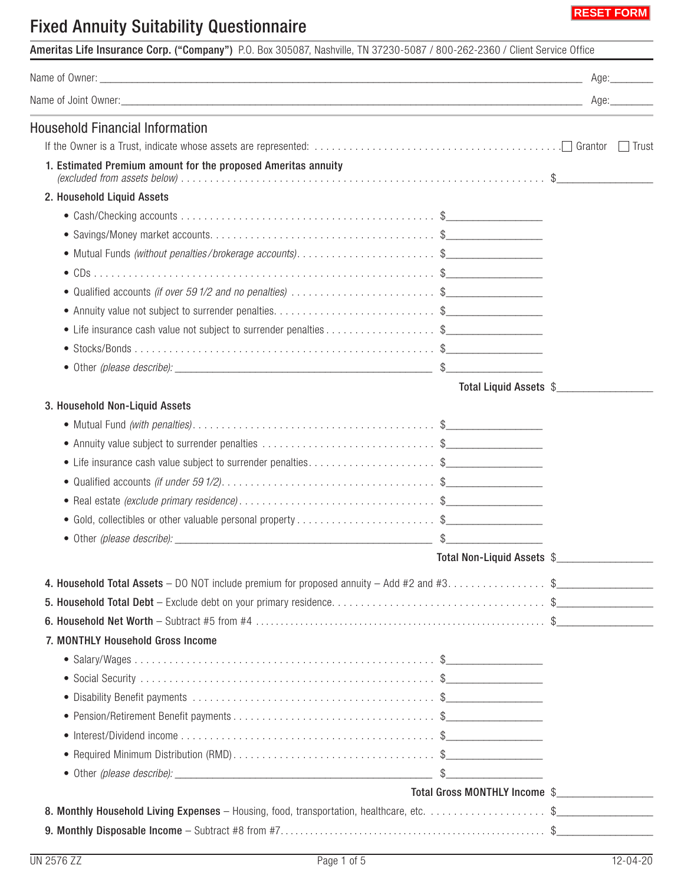# Fixed Annuity Suitability Questionnaire

**Ameritas Life Insurance Corp. ("Company")** P.O. Box 305087, Nashville, TN 37230-5087 / 800-262-2360 / Client Service Office

Name of Owner: ____________________ Age: ________

Name of Joint Owner: ____________________ Age: ________

## Household Financial Information

If the Owner is a Trust, indicate whose assets are represented: ☐ Grantor ☐ Trust

**1. Estimated Premium amount for the proposed Ameritas annuity** *(excluded from assets below)* $__________

**2. Household Liquid Assets**

- Cash/Checking accounts $__________
- Savings/Money market accounts $__________
- Mutual Funds *(without penalties/brokerage accounts)* $__________
- CDs $__________
- Qualified accounts *(if over 59 1/2 and no penalties)* $__________
- Annuity value not subject to surrender penalties $__________
- Life insurance cash value not subject to surrender penalties $__________
- Stocks/Bonds $__________
- Other *(please describe):* __________ $__________

**Total Liquid Assets** $__________

**3. Household Non-Liquid Assets**

- Mutual Fund *(with penalties)* $__________
- Annuity value subject to surrender penalties $__________
- Life insurance cash value subject to surrender penalties $__________
- Qualified accounts *(if under 59 1/2)* $__________
- Real estate *(exclude primary residence)* $__________
- Gold, collectibles or other valuable personal property $__________
- Other *(please describe):* __________ $__________

**Total Non-Liquid Assets** $__________

**4. Household Total Assets** – DO NOT include premium for proposed annuity – Add #2 and #3 $__________

**5. Household Total Debt** – Exclude debt on your primary residence $__________

**6. Household Net Worth** – Subtract #5 from #4 $__________

**7. MONTHLY Household Gross Income**

- Salary/Wages $__________
- Social Security $__________
- Disability Benefit payments $__________
- Pension/Retirement Benefit payments $__________
- Interest/Dividend income $__________
- Required Minimum Distribution (RMD) $__________
- Other *(please describe):* __________ $__________

**Total Gross MONTHLY Income** $__________

**8. Monthly Household Living Expenses** – Housing, food, transportation, healthcare, etc. $__________

**9. Monthly Disposable Income** – Subtract #8 from #7 $__________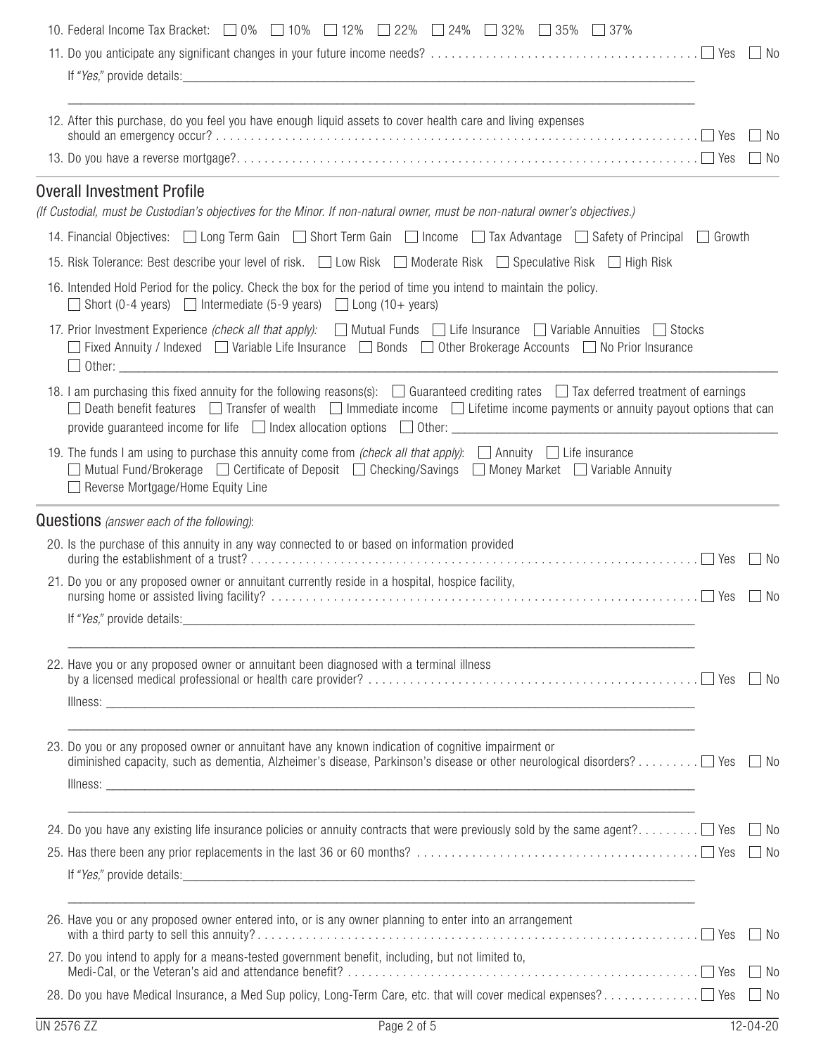10. Federal Income Tax Bracket: ☐ 0% ☐ 10% ☐ 12% ☐ 22% ☐ 24% ☐ 32% ☐ 35% ☐ 37%

11. Do you anticipate any significant changes in your future income needs? . . . . . . . . . . . . . . . . . . . . . . . . . . . . . . . . . . . . . . . ☐ Yes ☐ No

    If "*Yes*," provide details:\_\_\_\_\_\_\_\_\_\_\_\_\_\_\_\_\_\_\_\_\_\_\_\_\_\_\_\_\_\_\_\_\_\_\_\_\_\_\_\_\_\_\_\_\_\_\_\_\_\_\_\_\_\_\_\_\_\_\_\_\_\_\_\_\_\_\_\_\_\_\_\_\_\_\_\_\_\_\_

12. After this purchase, do you feel you have enough liquid assets to cover health care and living expenses should an emergency occur? . . . . . . . . . . . . . . . . . . . . . . . . . . . . . . . . . . . . . . . . . . . . . . . . . . . . . . . . . . . . . . . . . ☐ Yes ☐ No

13. Do you have a reverse mortgage?. . . . . . . . . . . . . . . . . . . . . . . . . . . . . . . . . . . . . . . . . . . . . . . . . . . . . . . . . . . . . . . . . . . ☐ Yes ☐ No

## Overall Investment Profile

*(If Custodial, must be Custodian's objectives for the Minor. If non-natural owner, must be non-natural owner's objectives.)*

14. Financial Objectives: ☐ Long Term Gain ☐ Short Term Gain ☐ Income ☐ Tax Advantage ☐ Safety of Principal ☐ Growth

15. Risk Tolerance: Best describe your level of risk. ☐ Low Risk ☐ Moderate Risk ☐ Speculative Risk ☐ High Risk

16. Intended Hold Period for the policy. Check the box for the period of time you intend to maintain the policy.
    ☐ Short (0-4 years) ☐ Intermediate (5-9 years) ☐ Long (10+ years)

17. Prior Investment Experience *(check all that apply):* ☐ Mutual Funds ☐ Life Insurance ☐ Variable Annuities ☐ Stocks ☐ Fixed Annuity / Indexed ☐ Variable Life Insurance ☐ Bonds ☐ Other Brokerage Accounts ☐ No Prior Insurance ☐ Other: \_\_\_\_\_\_\_\_\_\_\_\_\_\_\_\_\_\_\_\_\_\_\_\_\_\_\_\_\_\_\_\_\_\_\_\_\_\_\_\_\_\_\_\_\_\_\_\_\_\_\_\_\_\_\_\_

18. I am purchasing this fixed annuity for the following reasons(s): ☐ Guaranteed crediting rates ☐ Tax deferred treatment of earnings ☐ Death benefit features ☐ Transfer of wealth ☐ Immediate income ☐ Lifetime income payments or annuity payout options that can provide guaranteed income for life ☐ Index allocation options ☐ Other: \_\_\_\_\_\_\_\_\_\_\_\_\_\_\_\_\_\_\_\_\_\_\_\_\_\_\_\_\_\_\_\_\_\_\_\_

19. The funds I am using to purchase this annuity come from *(check all that apply)*: ☐ Annuity ☐ Life insurance ☐ Mutual Fund/Brokerage ☐ Certificate of Deposit ☐ Checking/Savings ☐ Money Market ☐ Variable Annuity ☐ Reverse Mortgage/Home Equity Line

## Questions *(answer each of the following)*:

20. Is the purchase of this annuity in any way connected to or based on information provided during the establishment of a trust? . . . . . . . . . . . . . . . . . . . . . . . . . . . . . . . . . . . . . . . . . . . . . . . . . . . . . . . . . . . . . . . . . ☐ Yes ☐ No

21. Do you or any proposed owner or annuitant currently reside in a hospital, hospice facility, nursing home or assisted living facility? . . . . . . . . . . . . . . . . . . . . . . . . . . . . . . . . . . . . . . . . . . . . . . . . . . . . . . . . . . . . . . . ☐ Yes ☐ No

    If "*Yes*," provide details:\_\_\_\_\_\_\_\_\_\_\_\_\_\_\_\_\_\_\_\_\_\_\_\_\_\_\_\_\_\_\_\_\_\_\_\_\_\_\_\_\_\_\_\_\_\_\_\_\_\_\_\_\_\_\_\_\_\_\_\_\_\_\_\_\_\_\_\_\_\_\_\_\_\_\_\_\_\_\_

22. Have you or any proposed owner or annuitant been diagnosed with a terminal illness by a licensed medical professional or health care provider? . . . . . . . . . . . . . . . . . . . . . . . . . . . . . . . . . . . . . . . . . . . . . . . . ☐ Yes ☐ No

    Illness: \_\_\_\_\_\_\_\_\_\_\_\_\_\_\_\_\_\_\_\_\_\_\_\_\_\_\_\_\_\_\_\_\_\_\_\_\_\_\_\_\_\_\_\_\_\_\_\_\_\_\_\_\_\_\_\_\_\_\_\_\_\_\_\_\_\_\_\_\_\_\_\_\_\_\_\_\_\_\_\_\_\_\_\_\_\_\_\_\_

23. Do you or any proposed owner or annuitant have any known indication of cognitive impairment or diminished capacity, such as dementia, Alzheimer's disease, Parkinson's disease or other neurological disorders? . . . . . . . . . ☐ Yes ☐ No

    Illness: \_\_\_\_\_\_\_\_\_\_\_\_\_\_\_\_\_\_\_\_\_\_\_\_\_\_\_\_\_\_\_\_\_\_\_\_\_\_\_\_\_\_\_\_\_\_\_\_\_\_\_\_\_\_\_\_\_\_\_\_\_\_\_\_\_\_\_\_\_\_\_\_\_\_\_\_\_\_\_\_\_\_\_\_\_\_\_\_\_

24. Do you have any existing life insurance policies or annuity contracts that were previously sold by the same agent?. . . . . . . . . ☐ Yes ☐ No

25. Has there been any prior replacements in the last 36 or 60 months? . . . . . . . . . . . . . . . . . . . . . . . . . . . . . . . . . . . . . . . . . ☐ Yes ☐ No

    If "*Yes*," provide details:\_\_\_\_\_\_\_\_\_\_\_\_\_\_\_\_\_\_\_\_\_\_\_\_\_\_\_\_\_\_\_\_\_\_\_\_\_\_\_\_\_\_\_\_\_\_\_\_\_\_\_\_\_\_\_\_\_\_\_\_\_\_\_\_\_\_\_\_\_\_\_\_\_\_\_\_\_\_\_

26. Have you or any proposed owner entered into, or is any owner planning to enter into an arrangement with a third party to sell this annuity?. . . . . . . . . . . . . . . . . . . . . . . . . . . . . . . . . . . . . . . . . . . . . . . . . . . . . . . . . . . . . . ☐ Yes ☐ No

27. Do you intend to apply for a means-tested government benefit, including, but not limited to, Medi-Cal, or the Veteran's aid and attendance benefit? . . . . . . . . . . . . . . . . . . . . . . . . . . . . . . . . . . . . . . . . . . . . . . . . . . . ☐ Yes ☐ No

28. Do you have Medical Insurance, a Med Sup policy, Long-Term Care, etc. that will cover medical expenses? . . . . . . . . . . . . . ☐ Yes ☐ No

UN 2576 ZZ 12-04-20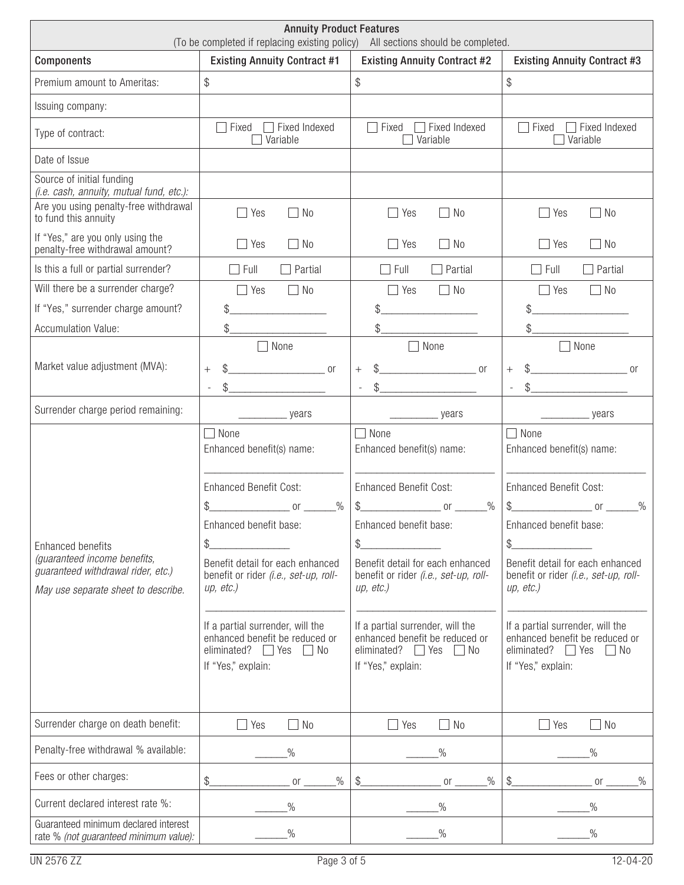## Annuity Product Features

(To be completed if replacing existing policy) All sections should be completed.

| Components | Existing Annuity Contract #1 | Existing Annuity Contract #2 | Existing Annuity Contract #3 |
|---|---|---|---|
| Premium amount to Ameritas: | $ | $ | $ |
| Issuing company: | | | |
| Type of contract: | ☐ Fixed ☐ Fixed Indexed ☐ Variable | ☐ Fixed ☐ Fixed Indexed ☐ Variable | ☐ Fixed ☐ Fixed Indexed ☐ Variable |
| Date of Issue | | | |
| Source of initial funding *(i.e. cash, annuity, mutual fund, etc.)*: | | | |
| Are you using penalty-free withdrawal to fund this annuity | ☐ Yes ☐ No | ☐ Yes ☐ No | ☐ Yes ☐ No |
| If "Yes," are you only using the penalty-free withdrawal amount? | ☐ Yes ☐ No | ☐ Yes ☐ No | ☐ Yes ☐ No |
| Is this a full or partial surrender? | ☐ Full ☐ Partial | ☐ Full ☐ Partial | ☐ Full ☐ Partial |
| Will there be a surrender charge? | ☐ Yes ☐ No | ☐ Yes ☐ No | ☐ Yes ☐ No |
| If "Yes," surrender charge amount? | $__________ | $__________ | $__________ |
| Accumulation Value: | $__________ | $__________ | $__________ |
| Market value adjustment (MVA): | ☐ None<br>+ $__________ or<br>- $__________ | ☐ None<br>+ $__________ or<br>- $__________ | ☐ None<br>+ $__________ or<br>- $__________ |
| Surrender charge period remaining: | ______ years | ______ years | ______ years |
| Enhanced benefits *(guaranteed income benefits, guaranteed withdrawal rider, etc.)*<br>*May use separate sheet to describe.* | ☐ None<br>Enhanced benefit(s) name:<br>__________<br>Enhanced Benefit Cost:<br>$________ or ______%<br>Enhanced benefit base:<br>$________<br>Benefit detail for each enhanced benefit or rider *(i.e., set-up, roll-up, etc.)*<br>__________<br>If a partial surrender, will the enhanced benefit be reduced or eliminated? ☐ Yes ☐ No<br>If "Yes," explain: | ☐ None<br>Enhanced benefit(s) name:<br>__________<br>Enhanced Benefit Cost:<br>$________ or ______%<br>Enhanced benefit base:<br>$________<br>Benefit detail for each enhanced benefit or rider *(i.e., set-up, roll-up, etc.)*<br>__________<br>If a partial surrender, will the enhanced benefit be reduced or eliminated? ☐ Yes ☐ No<br>If "Yes," explain: | ☐ None<br>Enhanced benefit(s) name:<br>__________<br>Enhanced Benefit Cost:<br>$________ or ______%<br>Enhanced benefit base:<br>$________<br>Benefit detail for each enhanced benefit or rider *(i.e., set-up, roll-up, etc.)*<br>__________<br>If a partial surrender, will the enhanced benefit be reduced or eliminated? ☐ Yes ☐ No<br>If "Yes," explain: |
| Surrender charge on death benefit: | ☐ Yes ☐ No | ☐ Yes ☐ No | ☐ Yes ☐ No |
| Penalty-free withdrawal % available: | ______% | ______% | ______% |
| Fees or other charges: | $________ or ______% | $________ or ______% | $________ or ______% |
| Current declared interest rate %: | ______% | ______% | ______% |
| Guaranteed minimum declared interest rate % *(not guaranteed minimum value)*: | ______% | ______% | ______% |

UN 2576 ZZ 12-04-20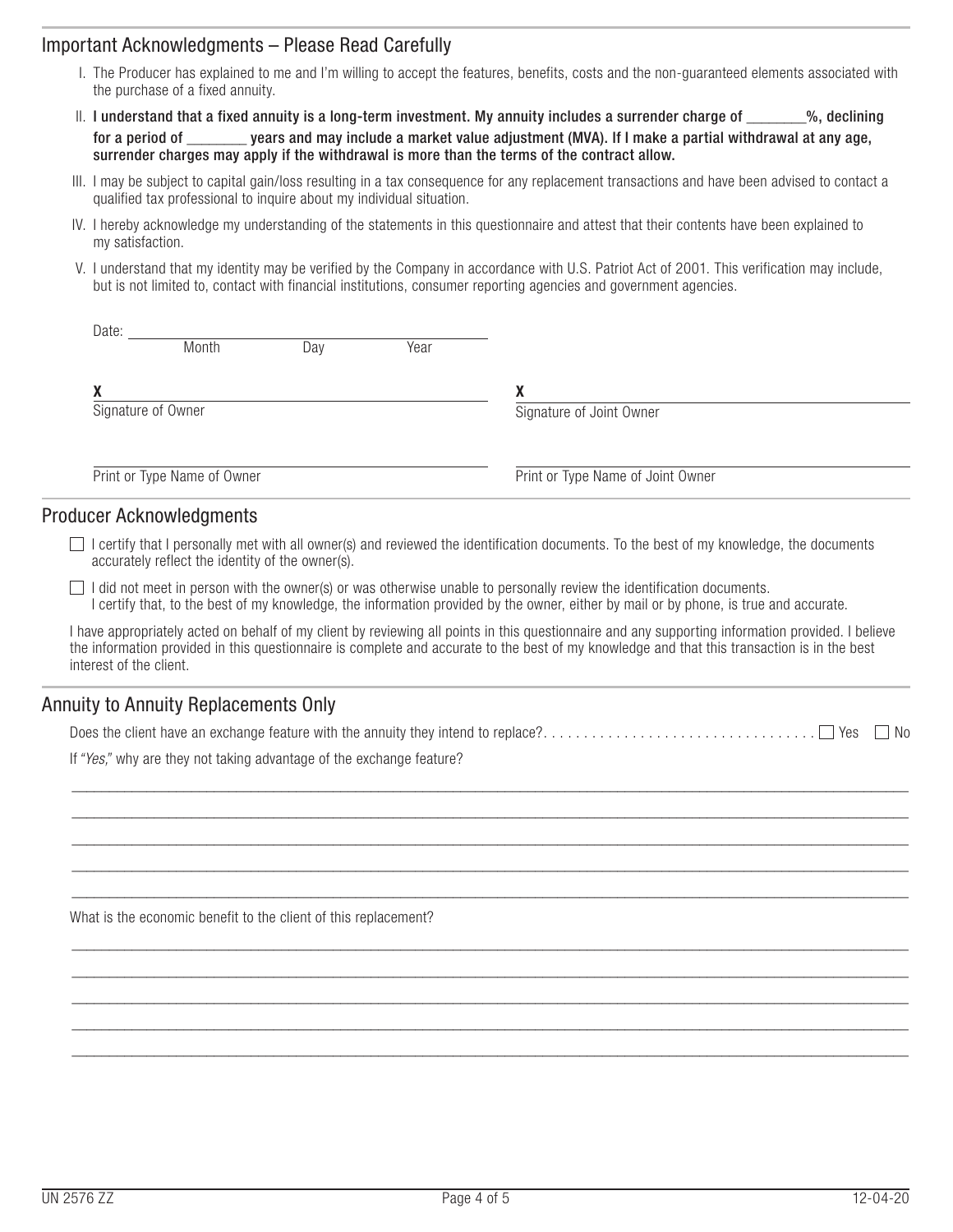## Important Acknowledgments – Please Read Carefully

I. The Producer has explained to me and I'm willing to accept the features, benefits, costs and the non-guaranteed elements associated with the purchase of a fixed annuity.

II. **I understand that a fixed annuity is a long-term investment. My annuity includes a surrender charge of ________%, declining for a period of ________ years and may include a market value adjustment (MVA). If I make a partial withdrawal at any age, surrender charges may apply if the withdrawal is more than the terms of the contract allow.**

III. I may be subject to capital gain/loss resulting in a tax consequence for any replacement transactions and have been advised to contact a qualified tax professional to inquire about my individual situation.

IV. I hereby acknowledge my understanding of the statements in this questionnaire and attest that their contents have been explained to my satisfaction.

V. I understand that my identity may be verified by the Company in accordance with U.S. Patriot Act of 2001. This verification may include, but is not limited to, contact with financial institutions, consumer reporting agencies and government agencies.

Date: ______________________
Month Day Year

**X** ______________________
Signature of Owner

**X** ______________________
Signature of Joint Owner

______________________
Print or Type Name of Owner

______________________
Print or Type Name of Joint Owner

## Producer Acknowledgments

☐ I certify that I personally met with all owner(s) and reviewed the identification documents. To the best of my knowledge, the documents accurately reflect the identity of the owner(s).

☐ I did not meet in person with the owner(s) or was otherwise unable to personally review the identification documents. I certify that, to the best of my knowledge, the information provided by the owner, either by mail or by phone, is true and accurate.

I have appropriately acted on behalf of my client by reviewing all points in this questionnaire and any supporting information provided. I believe the information provided in this questionnaire is complete and accurate to the best of my knowledge and that this transaction is in the best interest of the client.

## Annuity to Annuity Replacements Only

Does the client have an exchange feature with the annuity they intend to replace? . . . . . . . . . . . . . . . . . . . . . . . . . . . . . . . . . . ☐ Yes ☐ No

If *"Yes,"* why are they not taking advantage of the exchange feature?

______________________________________________________________________________

______________________________________________________________________________

______________________________________________________________________________

______________________________________________________________________________

______________________________________________________________________________

What is the economic benefit to the client of this replacement?

______________________________________________________________________________

______________________________________________________________________________

______________________________________________________________________________

______________________________________________________________________________

______________________________________________________________________________

UN 2576 ZZ 12-04-20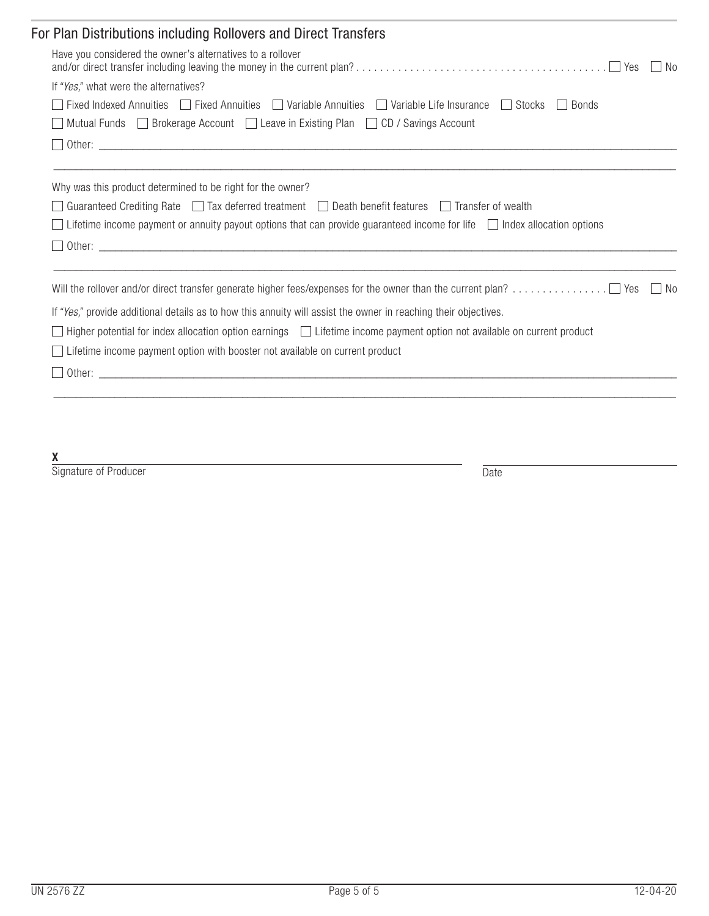## For Plan Distributions including Rollovers and Direct Transfers

Have you considered the owner's alternatives to a rollover and/or direct transfer including leaving the money in the current plan? . . . . . . . . . . . . . . . . . . . . . . . . . . . . . . . . . . . . . . . . . . ☐ Yes ☐ No

If "*Yes*," what were the alternatives?

☐ Fixed Indexed Annuities ☐ Fixed Annuities ☐ Variable Annuities ☐ Variable Life Insurance ☐ Stocks ☐ Bonds

☐ Mutual Funds ☐ Brokerage Account ☐ Leave in Existing Plan ☐ CD / Savings Account

☐ Other: ____________________________________________________________________________

____________________________________________________________________________________

Why was this product determined to be right for the owner?

☐ Guaranteed Crediting Rate ☐ Tax deferred treatment ☐ Death benefit features ☐ Transfer of wealth

☐ Lifetime income payment or annuity payout options that can provide guaranteed income for life ☐ Index allocation options

☐ Other: ____________________________________________________________________________

____________________________________________________________________________________

Will the rollover and/or direct transfer generate higher fees/expenses for the owner than the current plan? . . . . . . . . . . . . . . . . ☐ Yes ☐ No

If "*Yes*," provide additional details as to how this annuity will assist the owner in reaching their objectives.

☐ Higher potential for index allocation option earnings ☐ Lifetime income payment option not available on current product

☐ Lifetime income payment option with booster not available on current product

☐ Other: ____________________________________________________________________________

____________________________________________________________________________________

**X** ______________________________________________ ______________________

Signature of Producer Date

UN 2576 ZZ 12-04-20